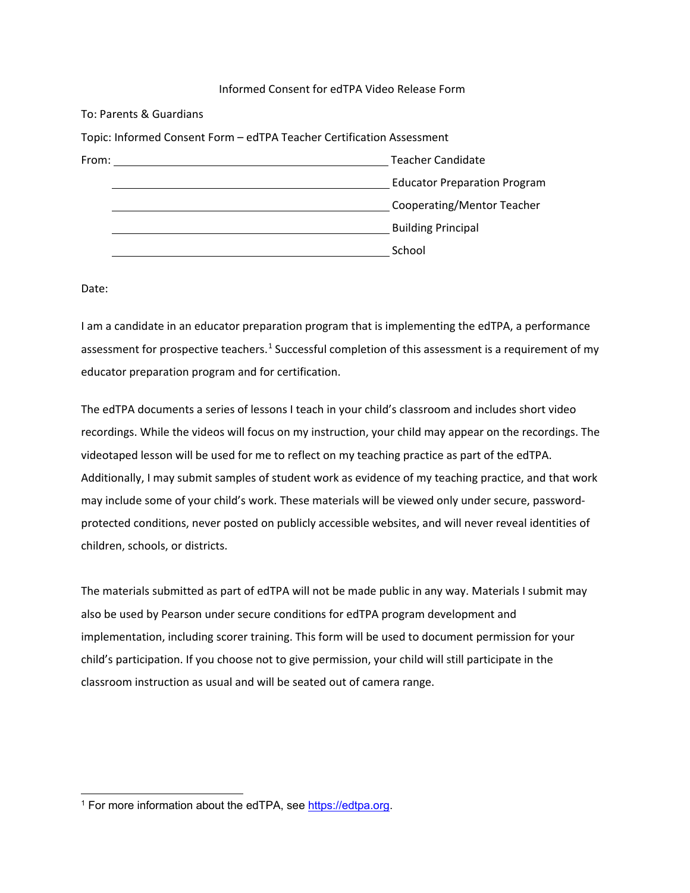Informed Consent for edTPA Video Release Form

To: Parents & Guardians

Topic: Informed Consent Form – edTPA Teacher Certification Assessment

From: ______________________________ Teacher Candidate

______________________________ Educator Preparation Program

______________________________ Cooperating/Mentor Teacher

______________________________ Building Principal

______________________________ School

Date:

I am a candidate in an educator preparation program that is implementing the edTPA, a performance assessment for prospective teachers.[1] Successful completion of this assessment is a requirement of my educator preparation program and for certification.

The edTPA documents a series of lessons I teach in your child's classroom and includes short video recordings. While the videos will focus on my instruction, your child may appear on the recordings. The videotaped lesson will be used for me to reflect on my teaching practice as part of the edTPA. Additionally, I may submit samples of student work as evidence of my teaching practice, and that work may include some of your child's work. These materials will be viewed only under secure, password-protected conditions, never posted on publicly accessible websites, and will never reveal identities of children, schools, or districts.

The materials submitted as part of edTPA will not be made public in any way. Materials I submit may also be used by Pearson under secure conditions for edTPA program development and implementation, including scorer training. This form will be used to document permission for your child's participation. If you choose not to give permission, your child will still participate in the classroom instruction as usual and will be seated out of camera range.

[1] For more information about the edTPA, see https://edtpa.org.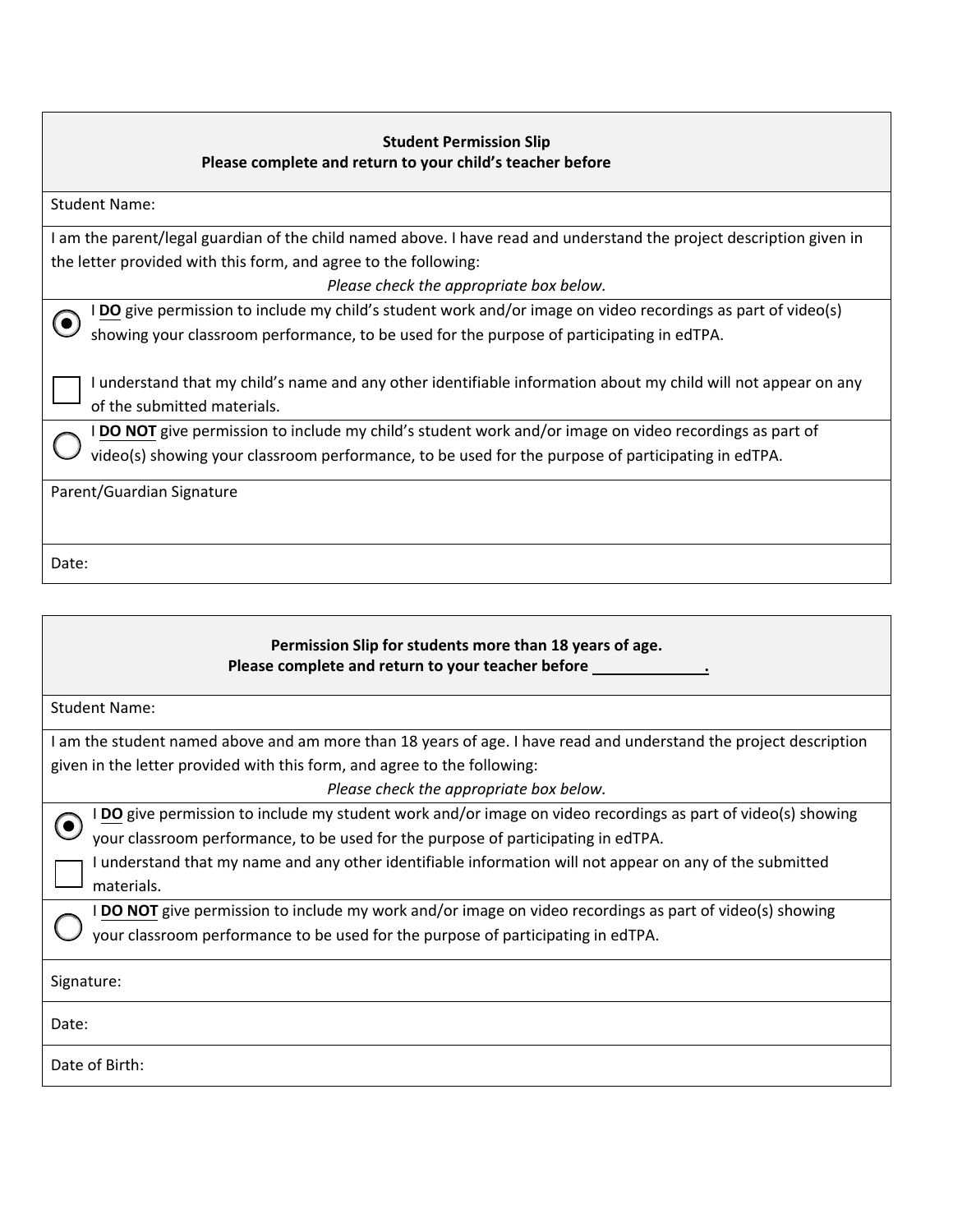**Student Permission Slip**
**Please complete and return to your child's teacher before**

Student Name:

I am the parent/legal guardian of the child named above. I have read and understand the project description given in the letter provided with this form, and agree to the following:

*Please check the appropriate box below.*

- (•) I **DO** give permission to include my child's student work and/or image on video recordings as part of video(s) showing your classroom performance, to be used for the purpose of participating in edTPA.

- [ ] I understand that my child's name and any other identifiable information about my child will not appear on any of the submitted materials.

- ( ) I **DO NOT** give permission to include my child's student work and/or image on video recordings as part of video(s) showing your classroom performance, to be used for the purpose of participating in edTPA.

Parent/Guardian Signature

Date:

---

**Permission Slip for students more than 18 years of age.**
**Please complete and return to your teacher before \_\_\_\_\_\_\_\_\_\_\_\_\_.**

Student Name:

I am the student named above and am more than 18 years of age. I have read and understand the project description given in the letter provided with this form, and agree to the following:

*Please check the appropriate box below.*

- (•) I **DO** give permission to include my student work and/or image on video recordings as part of video(s) showing your classroom performance, to be used for the purpose of participating in edTPA.

- [ ] I understand that my name and any other identifiable information will not appear on any of the submitted materials.

- ( ) I **DO NOT** give permission to include my work and/or image on video recordings as part of video(s) showing your classroom performance to be used for the purpose of participating in edTPA.

Signature:

Date:

Date of Birth: